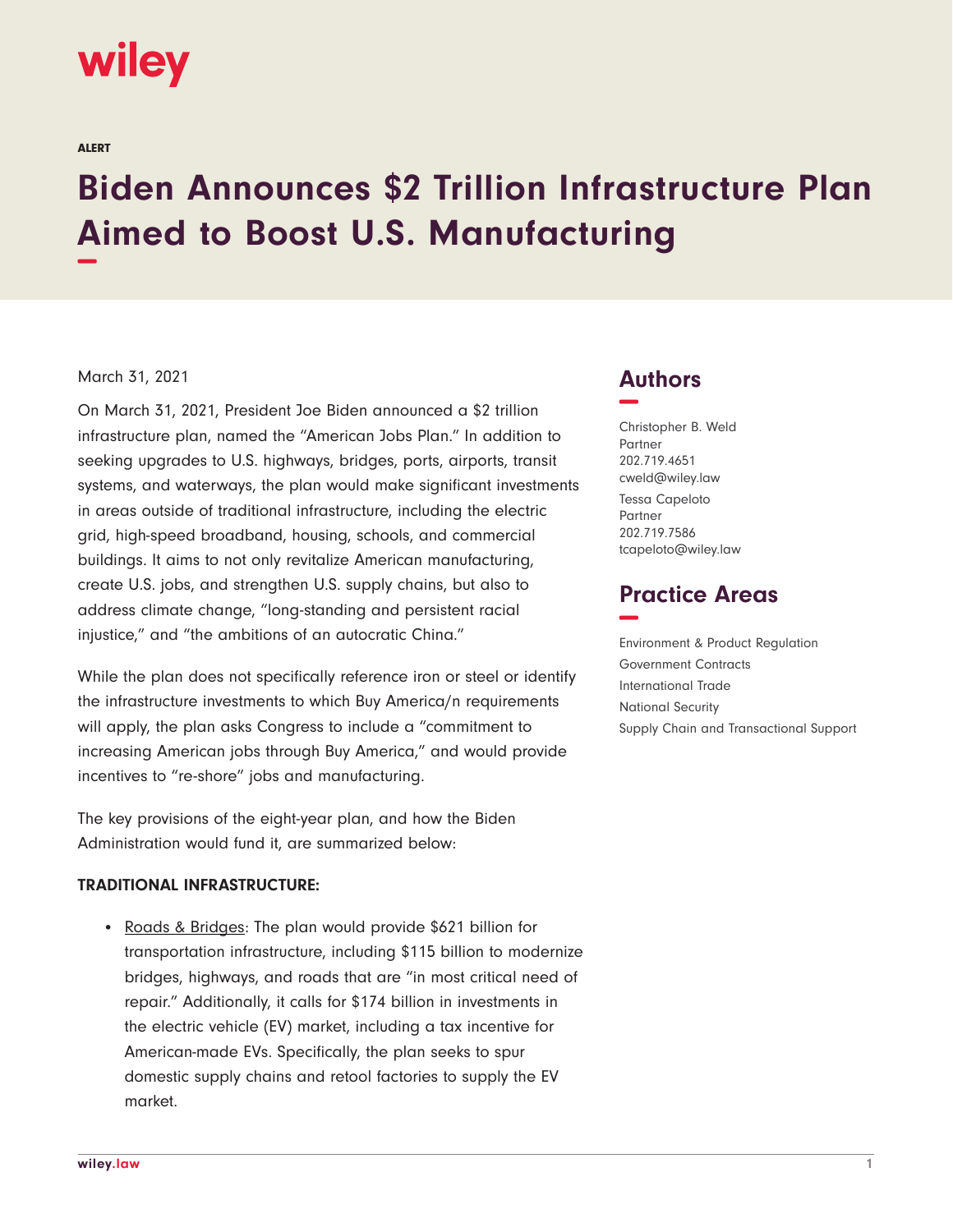ALERT

# Biden Announces $2 Trillion Infrastructure Plan Aimed to Boost U.S. Manufacturing

March 31, 2021

On March 31, 2021, President Joe Biden announced a $2 trillion infrastructure plan, named the "American Jobs Plan." In addition to seeking upgrades to U.S. highways, bridges, ports, airports, transit systems, and waterways, the plan would make significant investments in areas outside of traditional infrastructure, including the electric grid, high-speed broadband, housing, schools, and commercial buildings. It aims to not only revitalize American manufacturing, create U.S. jobs, and strengthen U.S. supply chains, but also to address climate change, "long-standing and persistent racial injustice," and "the ambitions of an autocratic China."

While the plan does not specifically reference iron or steel or identify the infrastructure investments to which Buy America/n requirements will apply, the plan asks Congress to include a "commitment to increasing American jobs through Buy America," and would provide incentives to "re-shore" jobs and manufacturing.

The key provisions of the eight-year plan, and how the Biden Administration would fund it, are summarized below:

**TRADITIONAL INFRASTRUCTURE:**

- Roads & Bridges: The plan would provide $621 billion for transportation infrastructure, including $115 billion to modernize bridges, highways, and roads that are "in most critical need of repair." Additionally, it calls for $174 billion in investments in the electric vehicle (EV) market, including a tax incentive for American-made EVs. Specifically, the plan seeks to spur domestic supply chains and retool factories to supply the EV market.

## Authors

Christopher B. Weld
Partner
202.719.4651
cweld@wiley.law

Tessa Capeloto
Partner
202.719.7586
tcapeloto@wiley.law

## Practice Areas

Environment & Product Regulation
Government Contracts
International Trade
National Security
Supply Chain and Transactional Support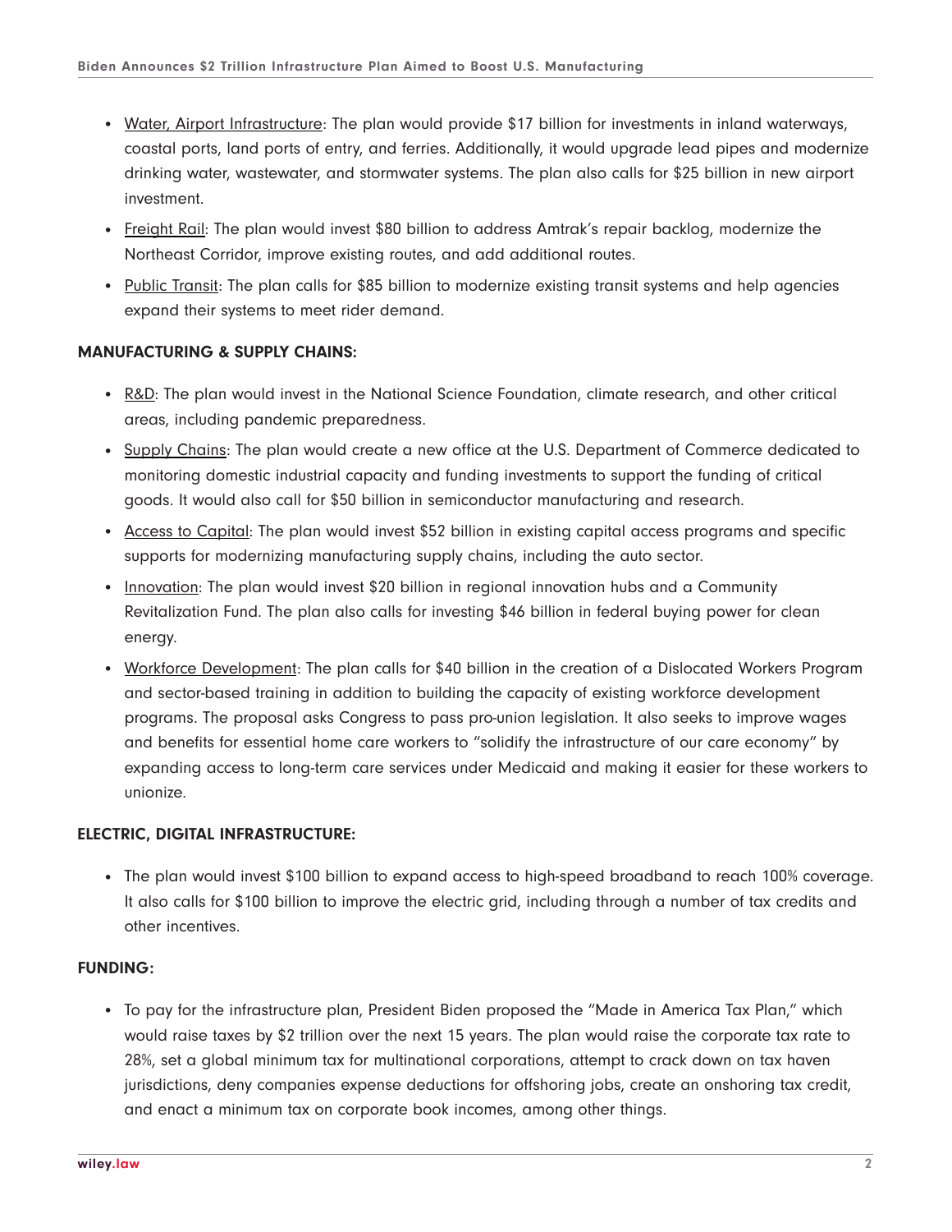- Water, Airport Infrastructure: The plan would provide $17 billion for investments in inland waterways, coastal ports, land ports of entry, and ferries. Additionally, it would upgrade lead pipes and modernize drinking water, wastewater, and stormwater systems. The plan also calls for $25 billion in new airport investment.
- Freight Rail: The plan would invest $80 billion to address Amtrak's repair backlog, modernize the Northeast Corridor, improve existing routes, and add additional routes.
- Public Transit: The plan calls for $85 billion to modernize existing transit systems and help agencies expand their systems to meet rider demand.

**MANUFACTURING & SUPPLY CHAINS:**

- R&D: The plan would invest in the National Science Foundation, climate research, and other critical areas, including pandemic preparedness.
- Supply Chains: The plan would create a new office at the U.S. Department of Commerce dedicated to monitoring domestic industrial capacity and funding investments to support the funding of critical goods. It would also call for $50 billion in semiconductor manufacturing and research.
- Access to Capital: The plan would invest $52 billion in existing capital access programs and specific supports for modernizing manufacturing supply chains, including the auto sector.
- Innovation: The plan would invest $20 billion in regional innovation hubs and a Community Revitalization Fund. The plan also calls for investing $46 billion in federal buying power for clean energy.
- Workforce Development: The plan calls for $40 billion in the creation of a Dislocated Workers Program and sector-based training in addition to building the capacity of existing workforce development programs. The proposal asks Congress to pass pro-union legislation. It also seeks to improve wages and benefits for essential home care workers to "solidify the infrastructure of our care economy" by expanding access to long-term care services under Medicaid and making it easier for these workers to unionize.

**ELECTRIC, DIGITAL INFRASTRUCTURE:**

- The plan would invest $100 billion to expand access to high-speed broadband to reach 100% coverage. It also calls for $100 billion to improve the electric grid, including through a number of tax credits and other incentives.

**FUNDING:**

- To pay for the infrastructure plan, President Biden proposed the "Made in America Tax Plan," which would raise taxes by $2 trillion over the next 15 years. The plan would raise the corporate tax rate to 28%, set a global minimum tax for multinational corporations, attempt to crack down on tax haven jurisdictions, deny companies expense deductions for offshoring jobs, create an onshoring tax credit, and enact a minimum tax on corporate book incomes, among other things.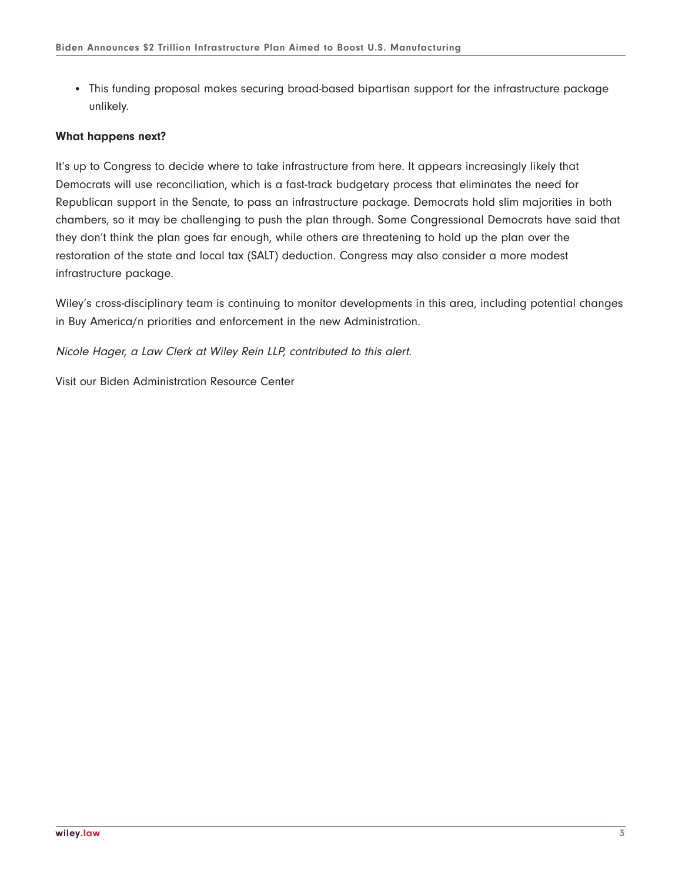- This funding proposal makes securing broad-based bipartisan support for the infrastructure package unlikely.

**What happens next?**

It's up to Congress to decide where to take infrastructure from here. It appears increasingly likely that Democrats will use reconciliation, which is a fast-track budgetary process that eliminates the need for Republican support in the Senate, to pass an infrastructure package. Democrats hold slim majorities in both chambers, so it may be challenging to push the plan through. Some Congressional Democrats have said that they don't think the plan goes far enough, while others are threatening to hold up the plan over the restoration of the state and local tax (SALT) deduction. Congress may also consider a more modest infrastructure package.

Wiley's cross-disciplinary team is continuing to monitor developments in this area, including potential changes in Buy America/n priorities and enforcement in the new Administration.

*Nicole Hager, a Law Clerk at Wiley Rein LLP, contributed to this alert.*

Visit our Biden Administration Resource Center